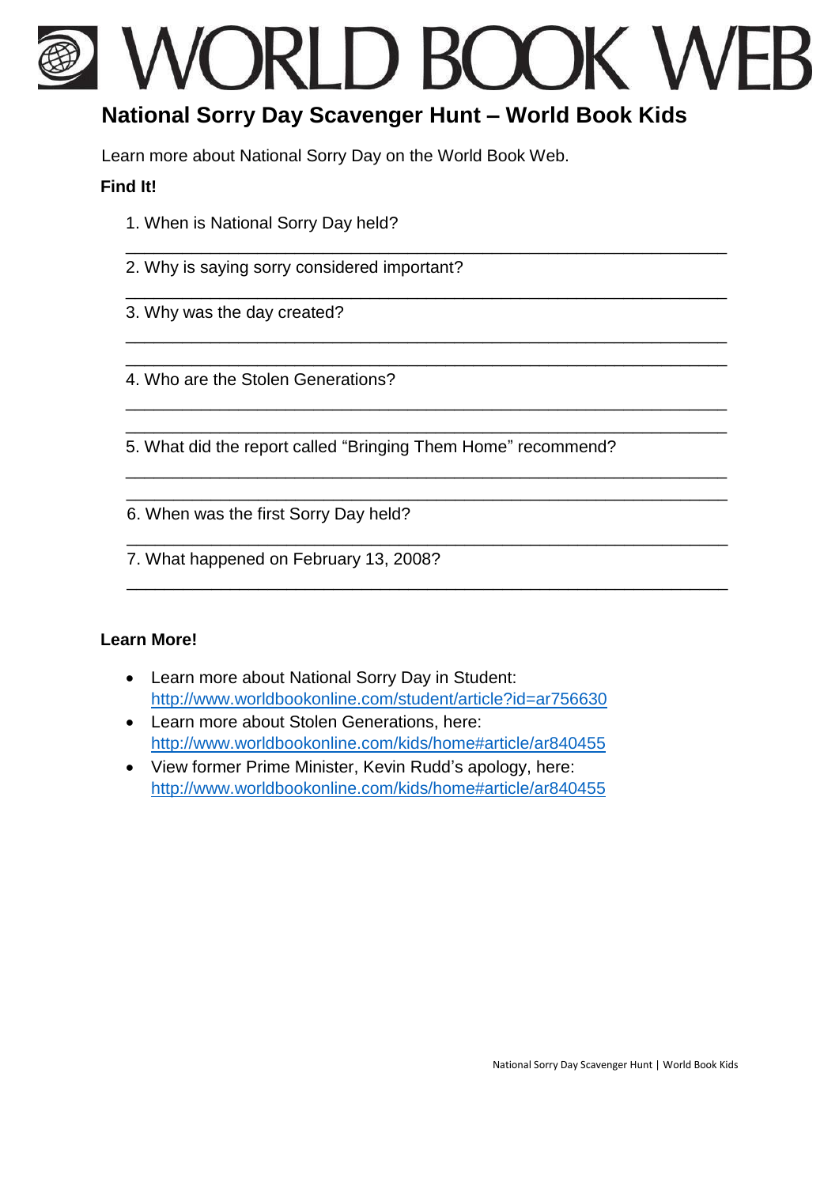# WORLD BOOK WEB

## National Sorry Day Scavenger Hunt – World Book Kids

Learn more about National Sorry Day on the World Book Web.

**Find It!**

1. When is National Sorry Day held?
   ___________________________________________________________
2. Why is saying sorry considered important?
   ___________________________________________________________
3. Why was the day created?
   ___________________________________________________________
   ___________________________________________________________
4. Who are the Stolen Generations?
   ___________________________________________________________
   ___________________________________________________________
5. What did the report called "Bringing Them Home" recommend?
   ___________________________________________________________
   ___________________________________________________________
6. When was the first Sorry Day held?
   ___________________________________________________________
7. What happened on February 13, 2008?
   ___________________________________________________________

**Learn More!**

- Learn more about National Sorry Day in Student: http://www.worldbookonline.com/student/article?id=ar756630
- Learn more about Stolen Generations, here: http://www.worldbookonline.com/kids/home#article/ar840455
- View former Prime Minister, Kevin Rudd's apology, here: http://www.worldbookonline.com/kids/home#article/ar840455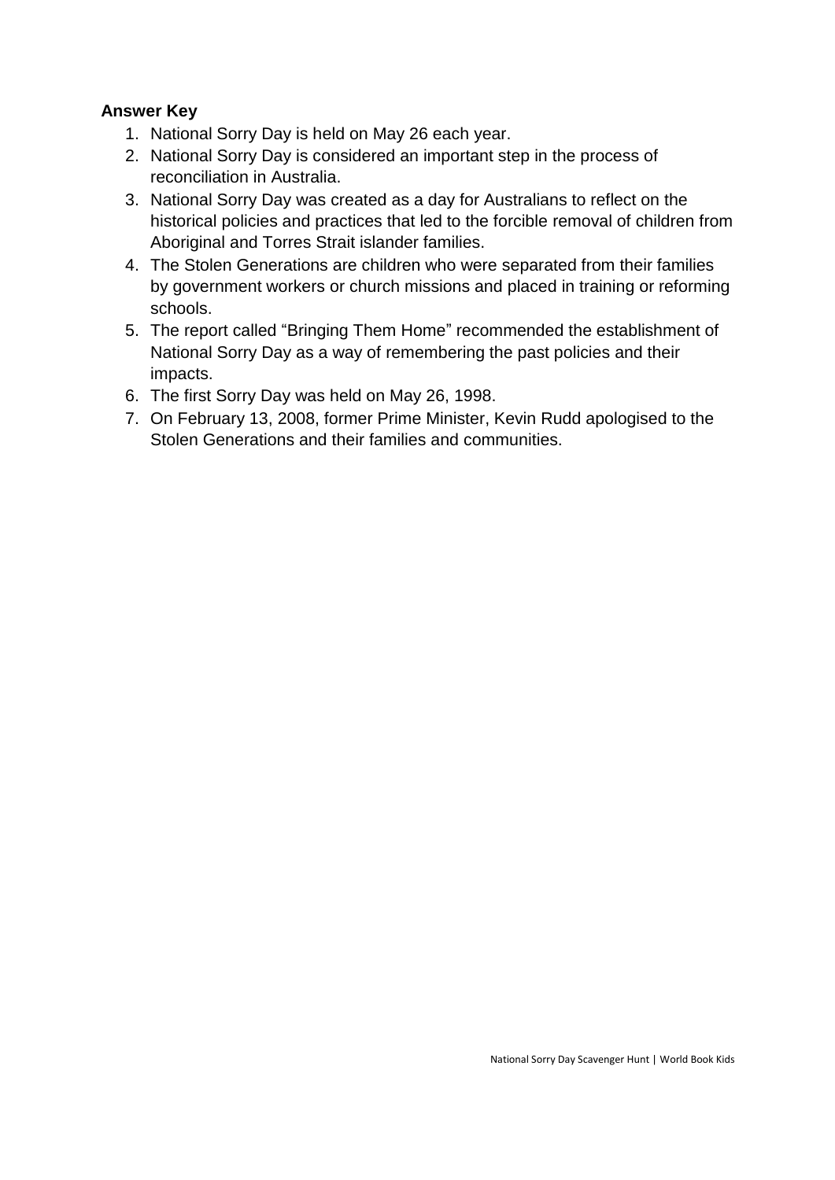**Answer Key**

1. National Sorry Day is held on May 26 each year.
2. National Sorry Day is considered an important step in the process of reconciliation in Australia.
3. National Sorry Day was created as a day for Australians to reflect on the historical policies and practices that led to the forcible removal of children from Aboriginal and Torres Strait islander families.
4. The Stolen Generations are children who were separated from their families by government workers or church missions and placed in training or reforming schools.
5. The report called "Bringing Them Home" recommended the establishment of National Sorry Day as a way of remembering the past policies and their impacts.
6. The first Sorry Day was held on May 26, 1998.
7. On February 13, 2008, former Prime Minister, Kevin Rudd apologised to the Stolen Generations and their families and communities.